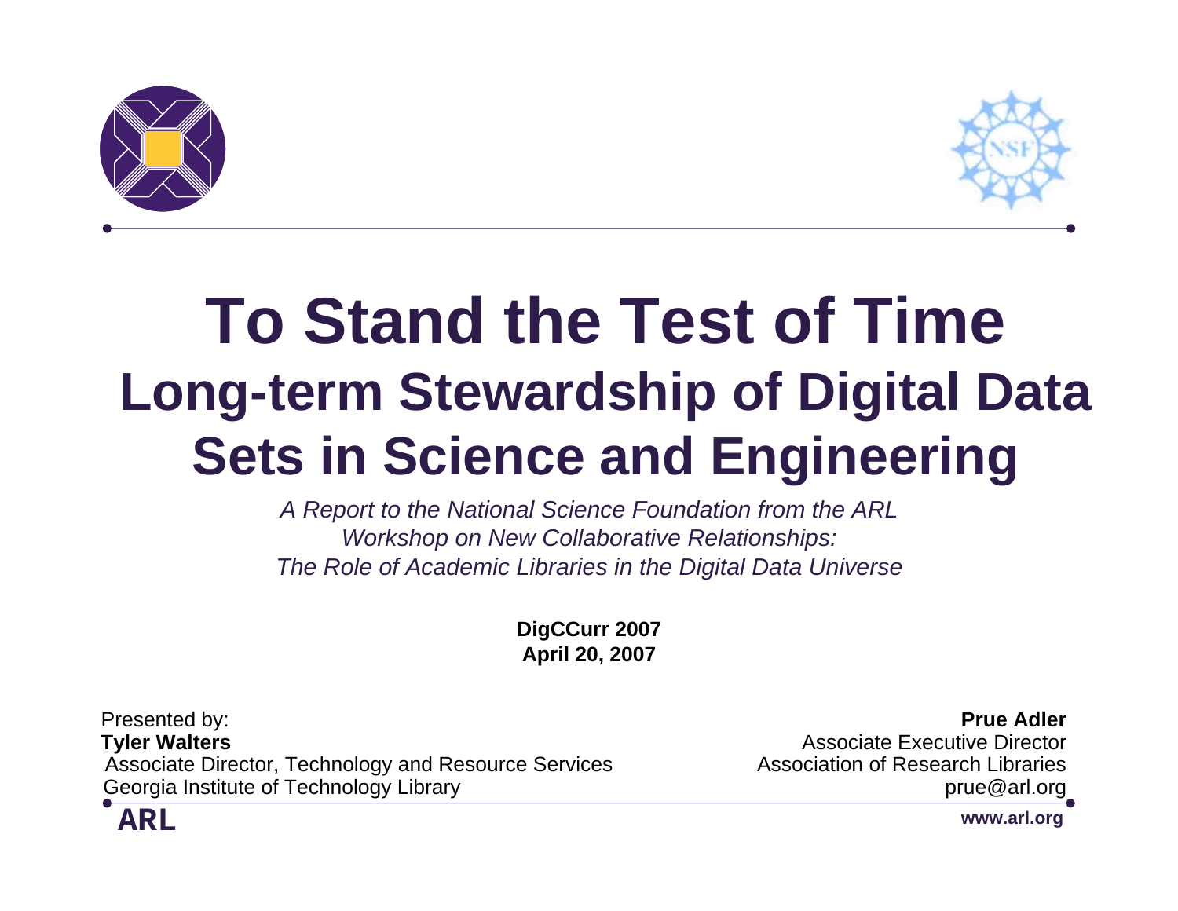# To Stand the Test of Time

## Long-term Stewardship of Digital Data Sets in Science and Engineering

*A Report to the National Science Foundation from the ARL Workshop on New Collaborative Relationships: The Role of Academic Libraries in the Digital Data Universe*

**DigCCurr 2007**
**April 20, 2007**

Presented by:
**Tyler Walters**
Associate Director, Technology and Resource Services
Georgia Institute of Technology Library

**Prue Adler**
Associate Executive Director
Association of Research Libraries
prue@arl.org

**ARL**

**www.arl.org**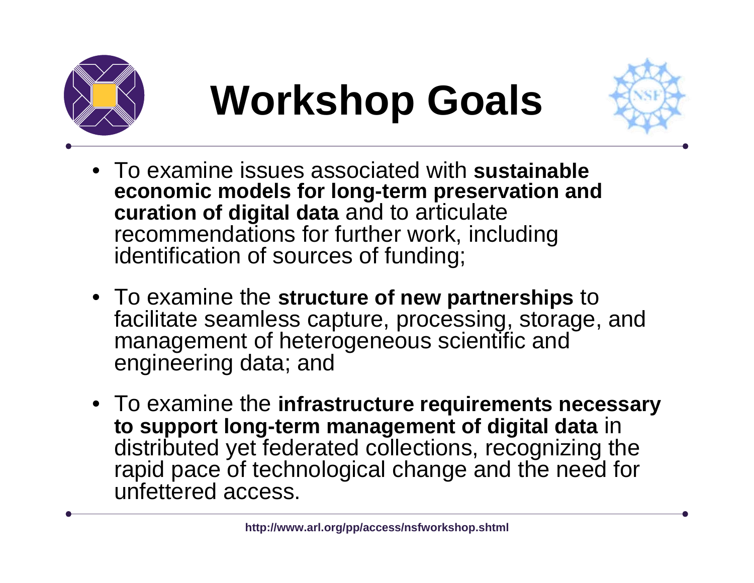# Workshop Goals

- To examine issues associated with **sustainable economic models for long-term preservation and curation of digital data** and to articulate recommendations for further work, including identification of sources of funding;
- To examine the **structure of new partnerships** to facilitate seamless capture, processing, storage, and management of heterogeneous scientific and engineering data; and
- To examine the **infrastructure requirements necessary to support long-term management of digital data** in distributed yet federated collections, recognizing the rapid pace of technological change and the need for unfettered access.

**http://www.arl.org/pp/access/nsfworkshop.shtml**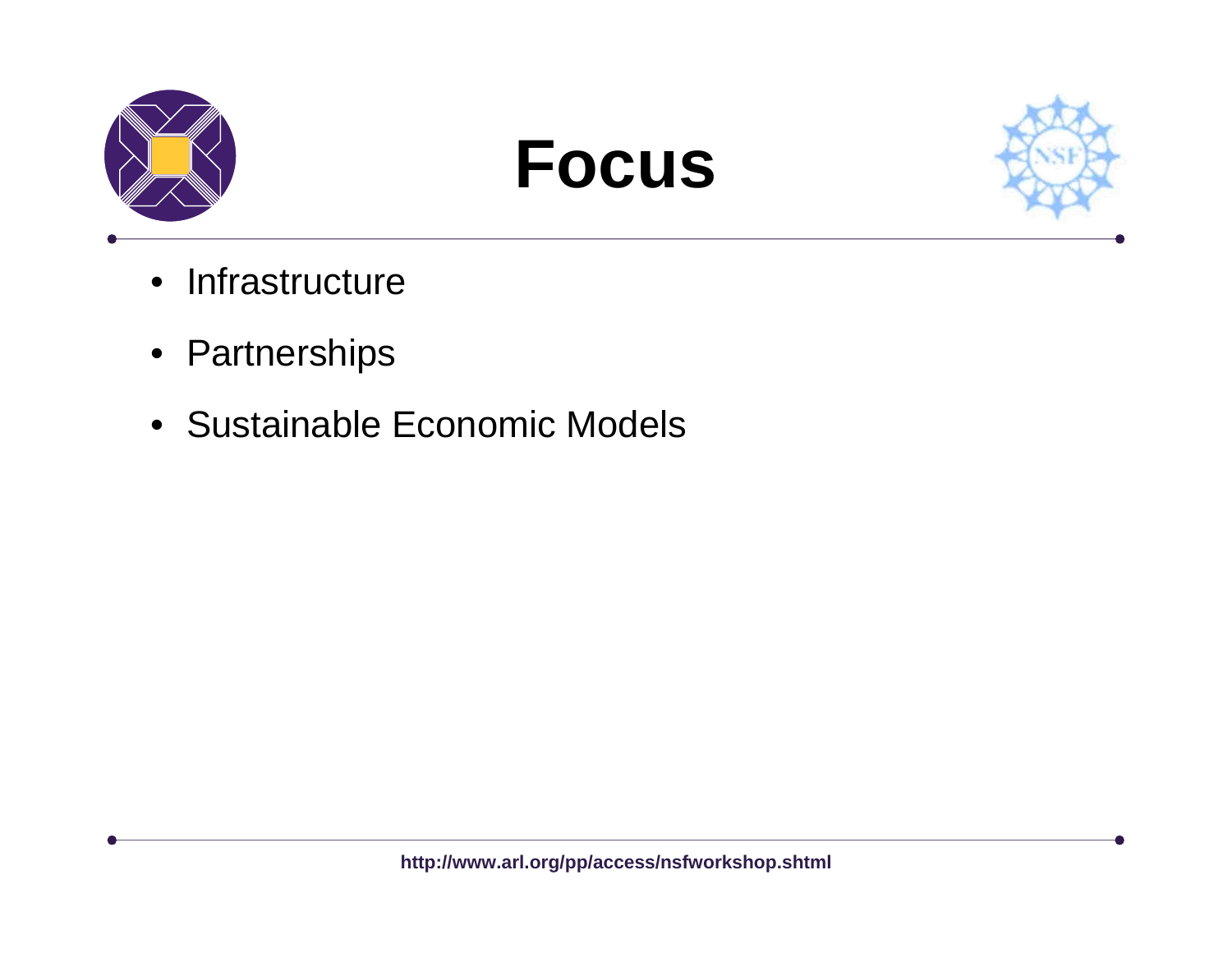# Focus

- Infrastructure
- Partnerships
- Sustainable Economic Models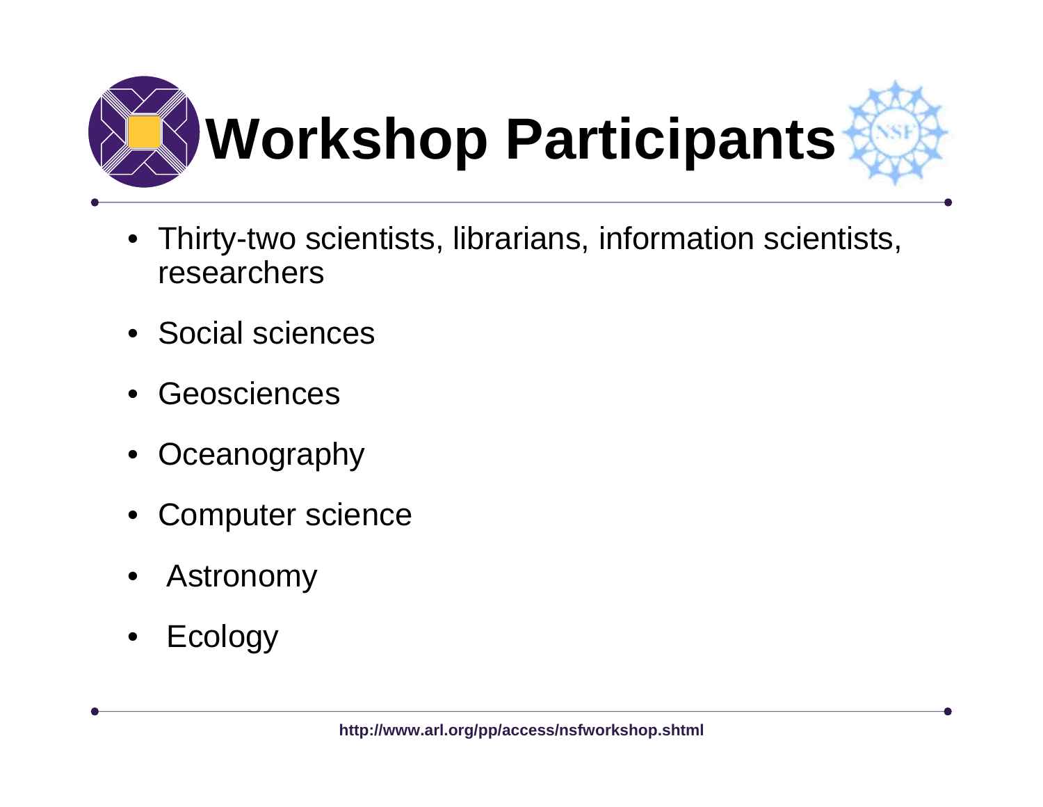# Workshop Participants

- Thirty-two scientists, librarians, information scientists, researchers
- Social sciences
- Geosciences
- Oceanography
- Computer science
- Astronomy
- Ecology

**http://www.arl.org/pp/access/nsfworkshop.shtml**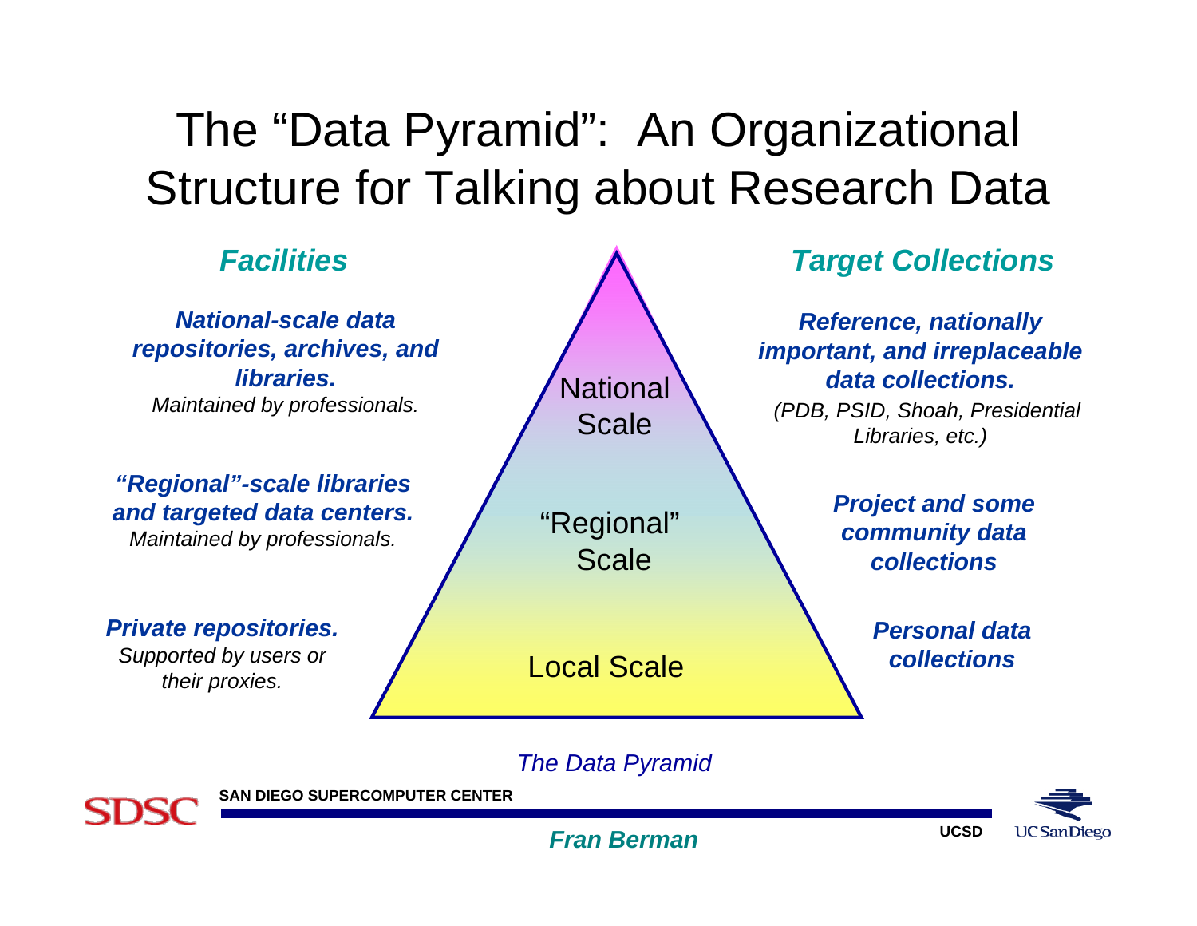# The "Data Pyramid": An Organizational Structure for Talking about Research Data

| Facilities | Scale | Target Collections |
| --- | --- | --- |
| ***National-scale data repositories, archives, and libraries.*** *Maintained by professionals.* | National Scale | ***Reference, nationally important, and irreplaceable data collections.*** *(PDB, PSID, Shoah, Presidential Libraries, etc.)* |
| ***"Regional"-scale libraries and targeted data centers.*** *Maintained by professionals.* | "Regional" Scale | ***Project and some community data collections*** |
| ***Private repositories.*** *Supported by users or their proxies.* | Local Scale | ***Personal data collections*** |

*The Data Pyramid*

***Fran Berman***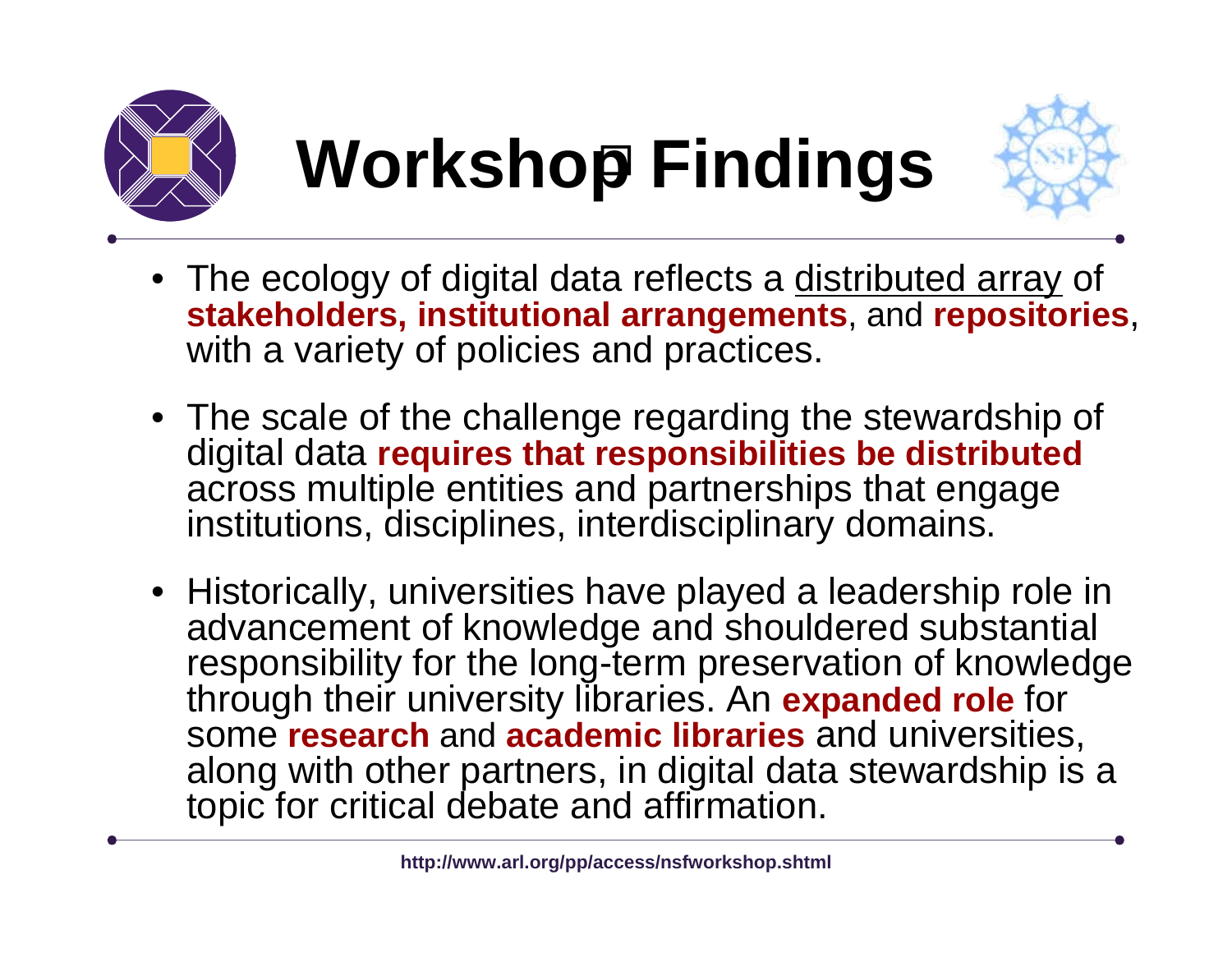# Workshop Findings

- The ecology of digital data reflects a distributed array of **stakeholders, institutional arrangements**, and **repositories**, with a variety of policies and practices.
- The scale of the challenge regarding the stewardship of digital data **requires that responsibilities be distributed** across multiple entities and partnerships that engage institutions, disciplines, interdisciplinary domains.
- Historically, universities have played a leadership role in advancement of knowledge and shouldered substantial responsibility for the long-term preservation of knowledge through their university libraries. An **expanded role** for some **research** and **academic libraries** and universities, along with other partners, in digital data stewardship is a topic for critical debate and affirmation.

**http://www.arl.org/pp/access/nsfworkshop.shtml**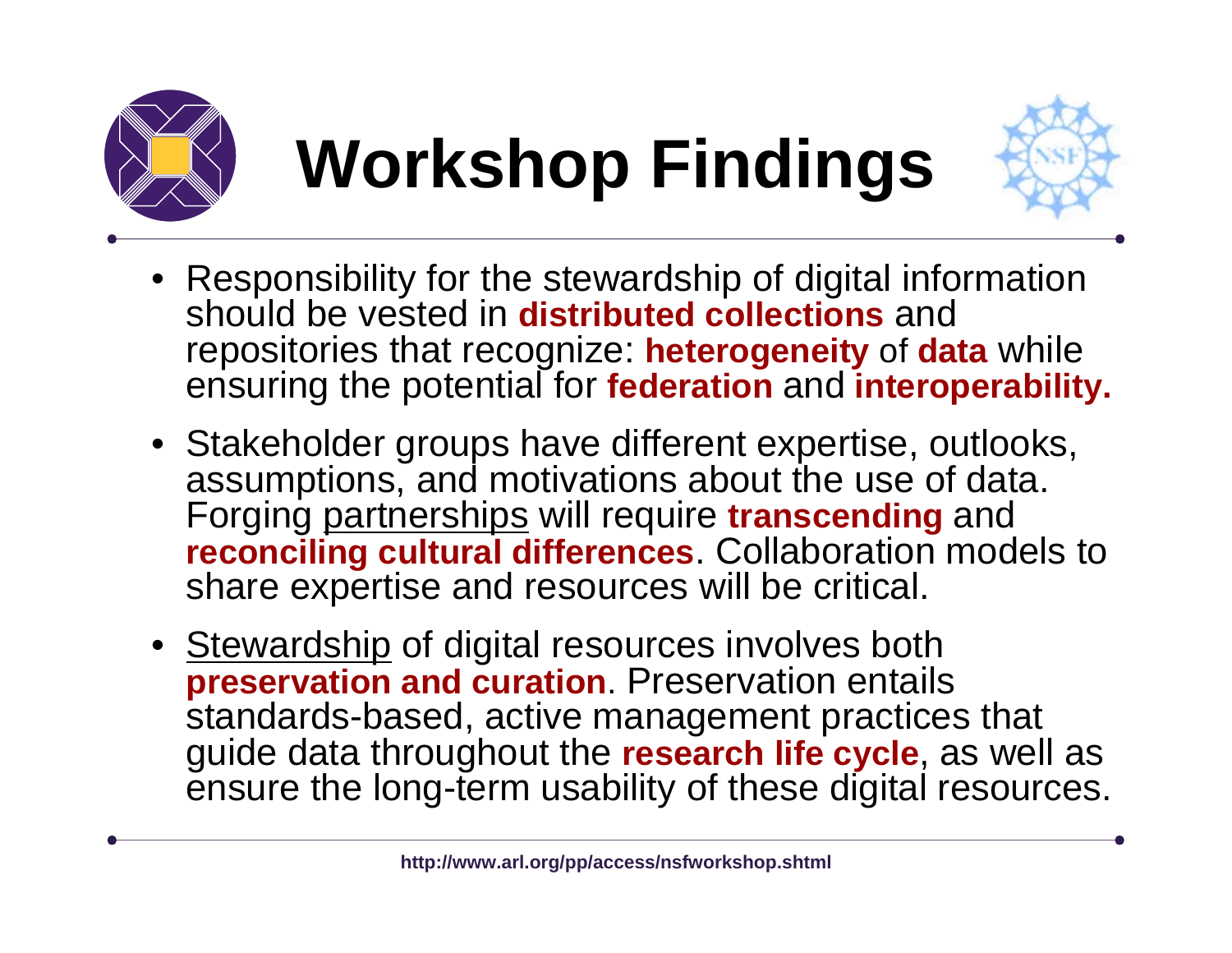# Workshop Findings

- Responsibility for the stewardship of digital information should be vested in **distributed collections** and repositories that recognize: **heterogeneity** of **data** while ensuring the potential for **federation** and **interoperability.**
- Stakeholder groups have different expertise, outlooks, assumptions, and motivations about the use of data. Forging partnerships will require **transcending** and **reconciling cultural differences**. Collaboration models to share expertise and resources will be critical.
- Stewardship of digital resources involves both **preservation and curation**. Preservation entails standards-based, active management practices that guide data throughout the **research life cycle**, as well as ensure the long-term usability of these digital resources.

**http://www.arl.org/pp/access/nsfworkshop.shtml**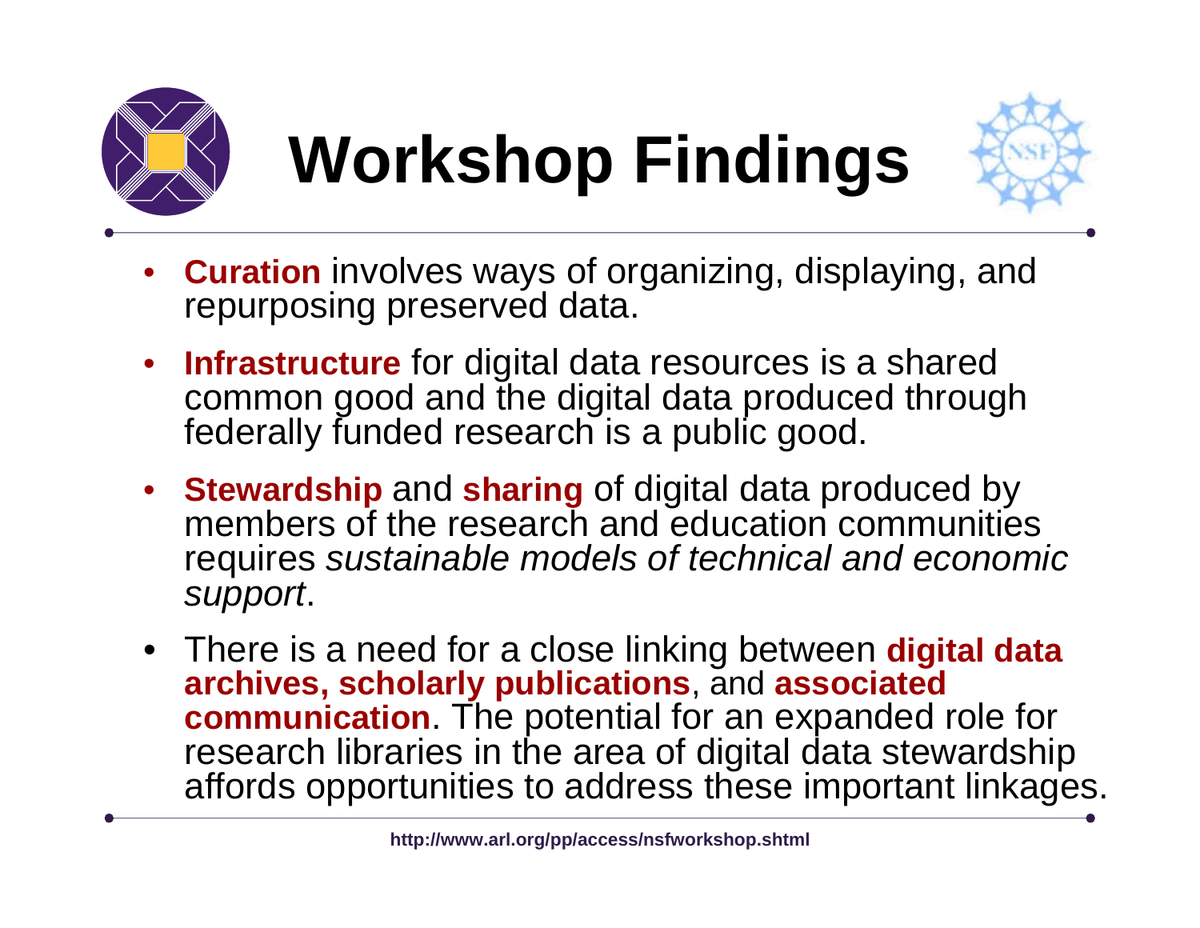# Workshop Findings

- **Curation** involves ways of organizing, displaying, and repurposing preserved data.
- **Infrastructure** for digital data resources is a shared common good and the digital data produced through federally funded research is a public good.
- **Stewardship** and **sharing** of digital data produced by members of the research and education communities requires *sustainable models of technical and economic support*.
- There is a need for a close linking between **digital data archives, scholarly publications**, and **associated communication**. The potential for an expanded role for research libraries in the area of digital data stewardship affords opportunities to address these important linkages.

**http://www.arl.org/pp/access/nsfworkshop.shtml**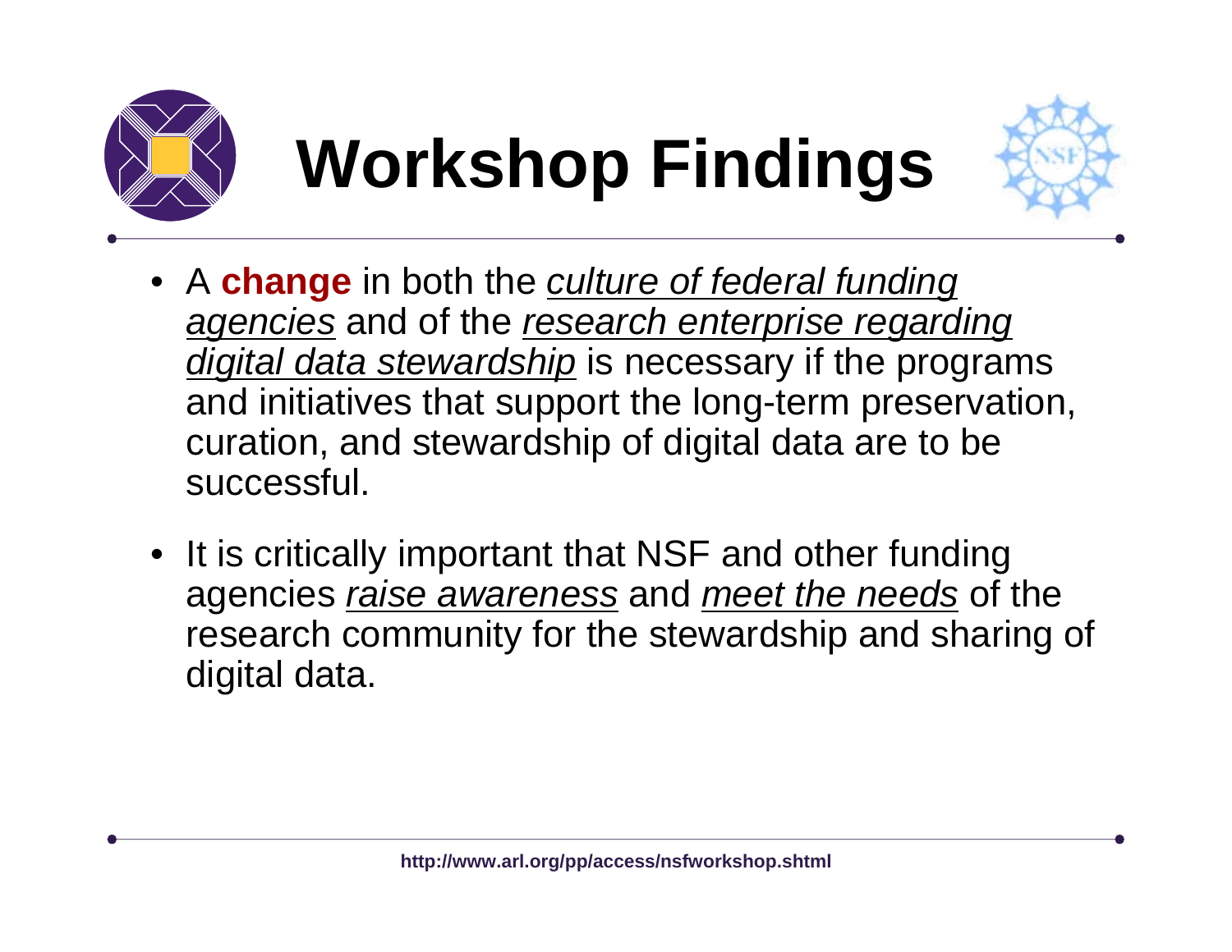# Workshop Findings

- A **change** in both the *culture of federal funding agencies* and of the *research enterprise regarding digital data stewardship* is necessary if the programs and initiatives that support the long-term preservation, curation, and stewardship of digital data are to be successful.

- It is critically important that NSF and other funding agencies *raise awareness* and *meet the needs* of the research community for the stewardship and sharing of digital data.

**http://www.arl.org/pp/access/nsfworkshop.shtml**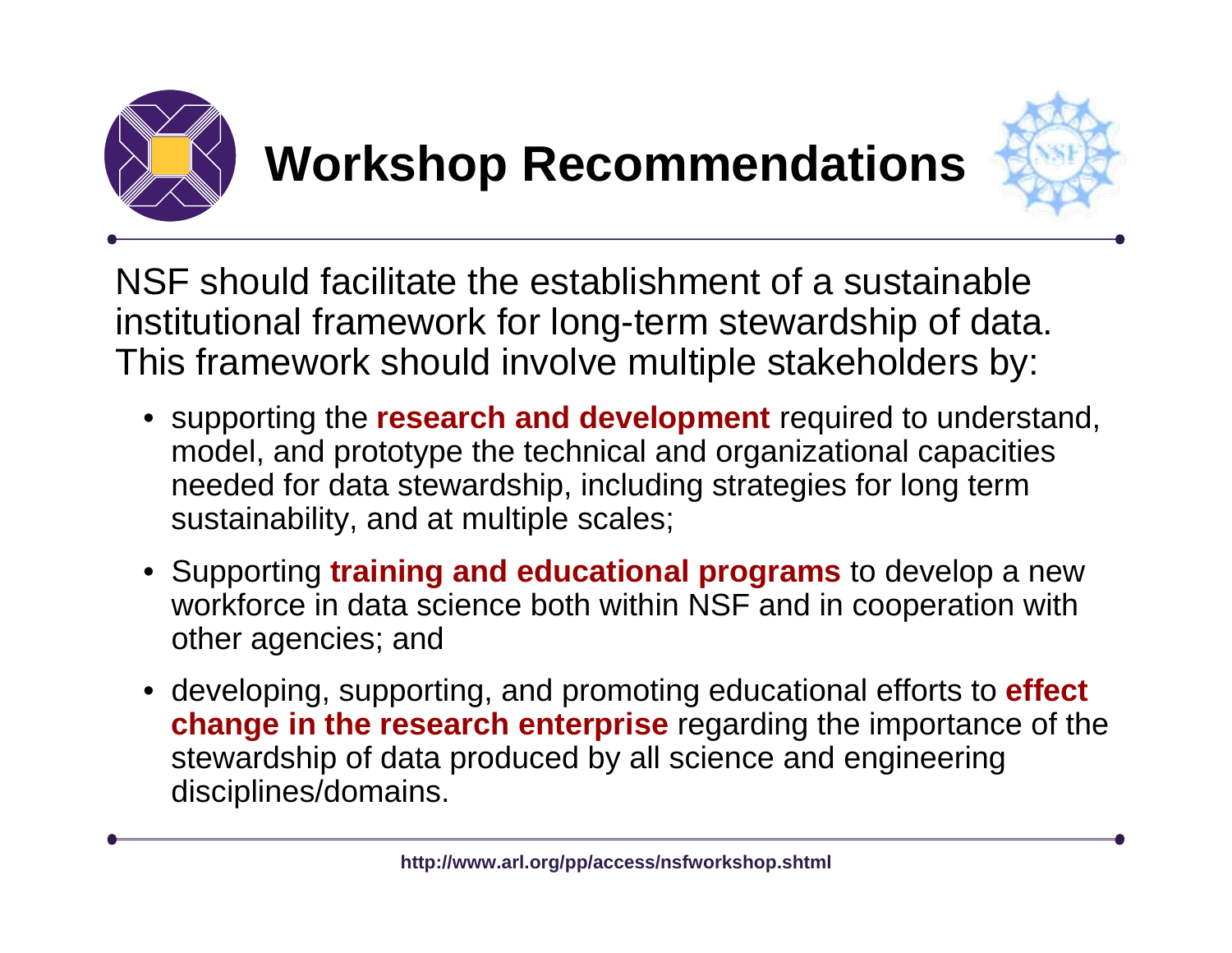# Workshop Recommendations

NSF should facilitate the establishment of a sustainable institutional framework for long-term stewardship of data. This framework should involve multiple stakeholders by:

- supporting the **research and development** required to understand, model, and prototype the technical and organizational capacities needed for data stewardship, including strategies for long term sustainability, and at multiple scales;
- Supporting **training and educational programs** to develop a new workforce in data science both within NSF and in cooperation with other agencies; and
- developing, supporting, and promoting educational efforts to **effect change in the research enterprise** regarding the importance of the stewardship of data produced by all science and engineering disciplines/domains.

**http://www.arl.org/pp/access/nsfworkshop.shtml**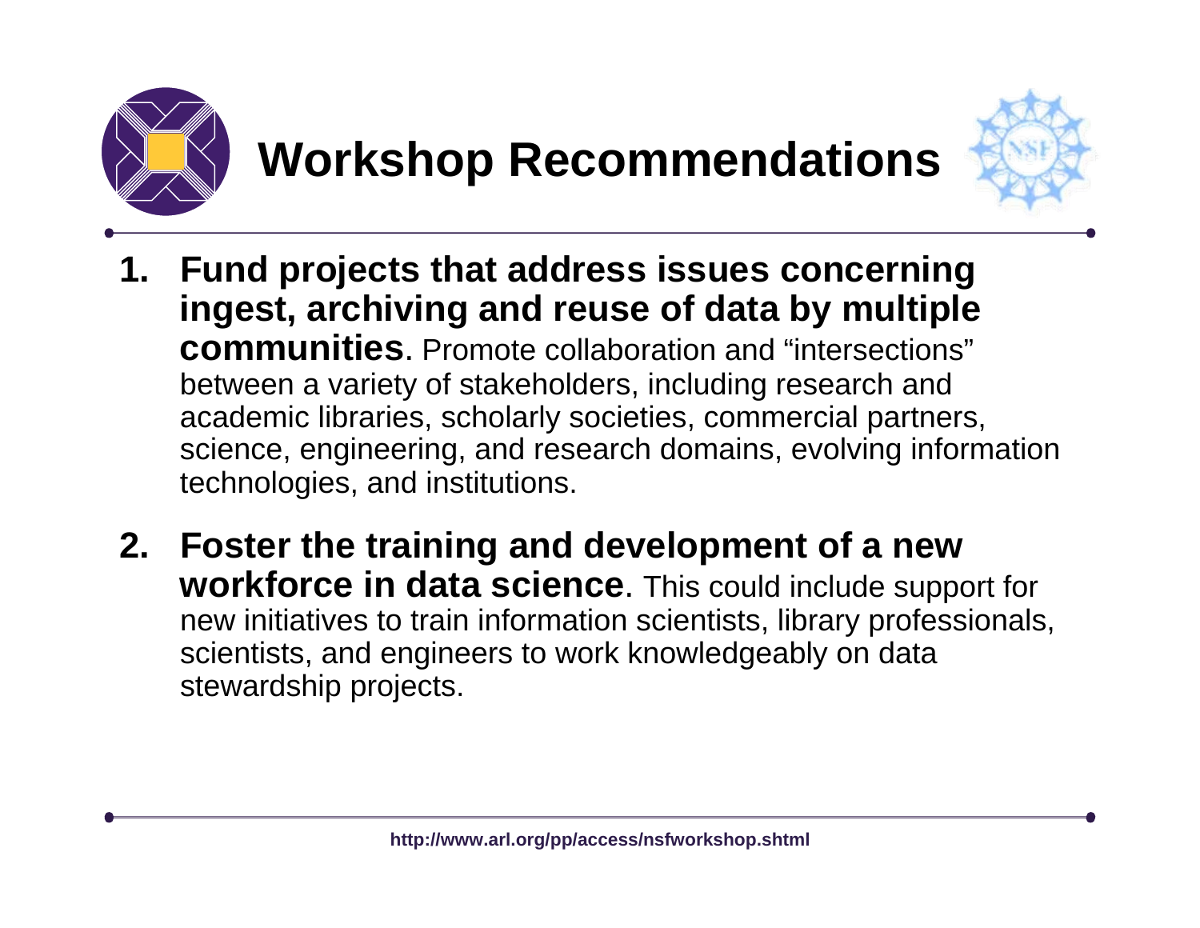# Workshop Recommendations

1. **Fund projects that address issues concerning ingest, archiving and reuse of data by multiple communities**. Promote collaboration and "intersections" between a variety of stakeholders, including research and academic libraries, scholarly societies, commercial partners, science, engineering, and research domains, evolving information technologies, and institutions.

2. **Foster the training and development of a new workforce in data science**. This could include support for new initiatives to train information scientists, library professionals, scientists, and engineers to work knowledgeably on data stewardship projects.

**http://www.arl.org/pp/access/nsfworkshop.shtml**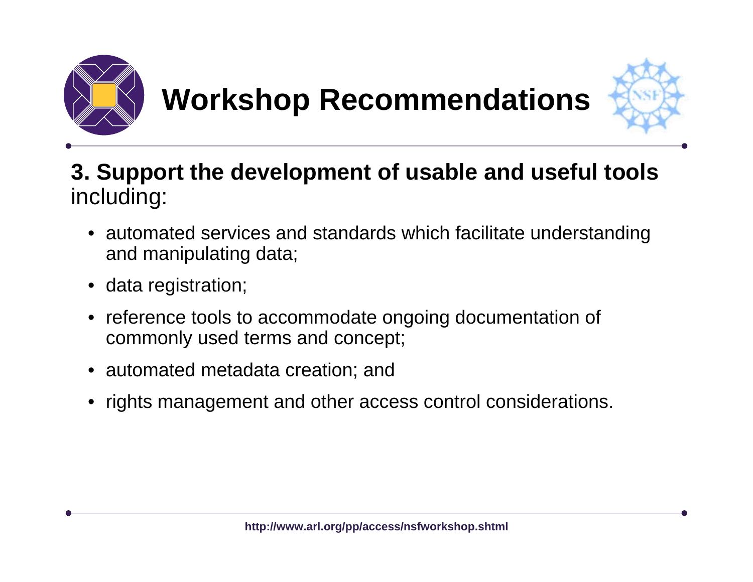# Workshop Recommendations

**3. Support the development of usable and useful tools** including:

- automated services and standards which facilitate understanding and manipulating data;
- data registration;
- reference tools to accommodate ongoing documentation of commonly used terms and concept;
- automated metadata creation; and
- rights management and other access control considerations.

**http://www.arl.org/pp/access/nsfworkshop.shtml**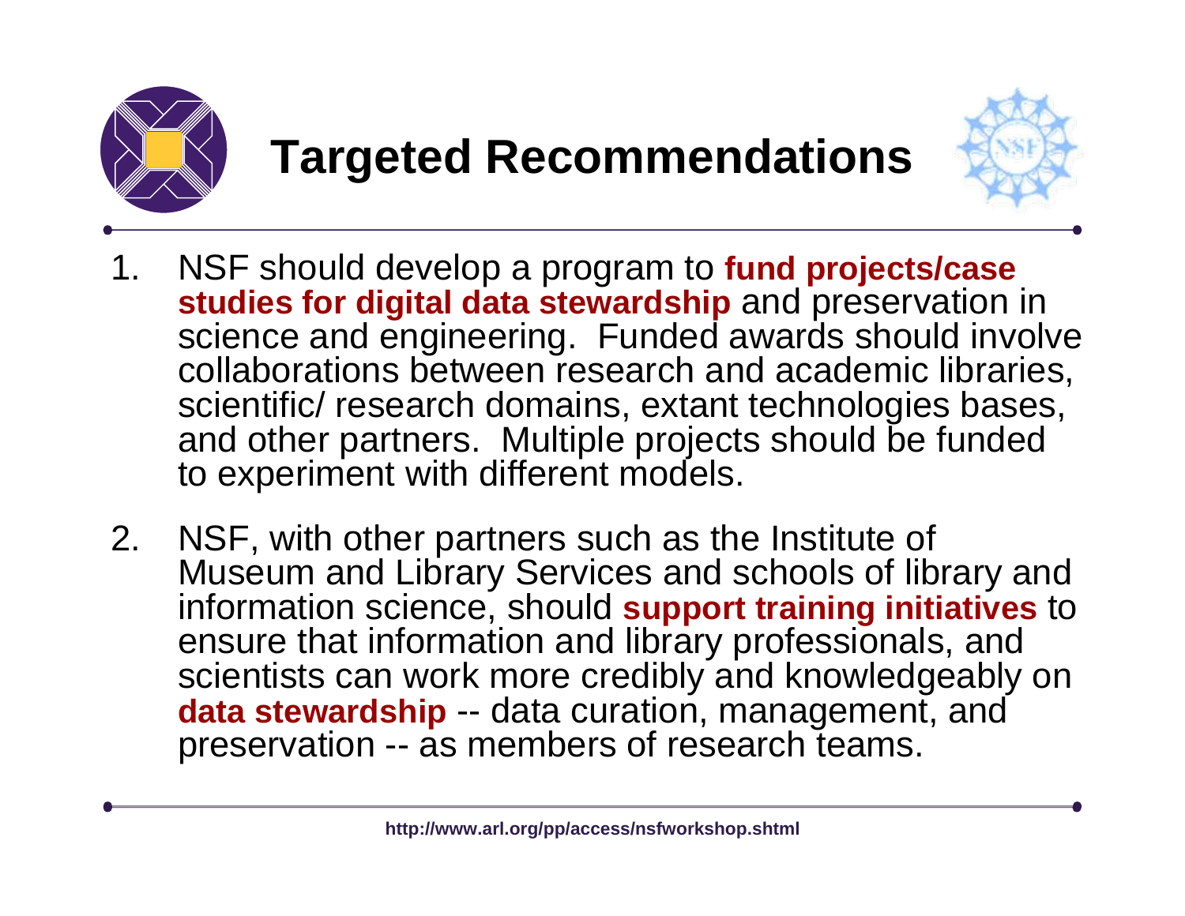# Targeted Recommendations

1. NSF should develop a program to **fund projects/case studies for digital data stewardship** and preservation in science and engineering. Funded awards should involve collaborations between research and academic libraries, scientific/ research domains, extant technologies bases, and other partners. Multiple projects should be funded to experiment with different models.

2. NSF, with other partners such as the Institute of Museum and Library Services and schools of library and information science, should **support training initiatives** to ensure that information and library professionals, and scientists can work more credibly and knowledgeably on **data stewardship** -- data curation, management, and preservation -- as members of research teams.

http://www.arl.org/pp/access/nsfworkshop.shtml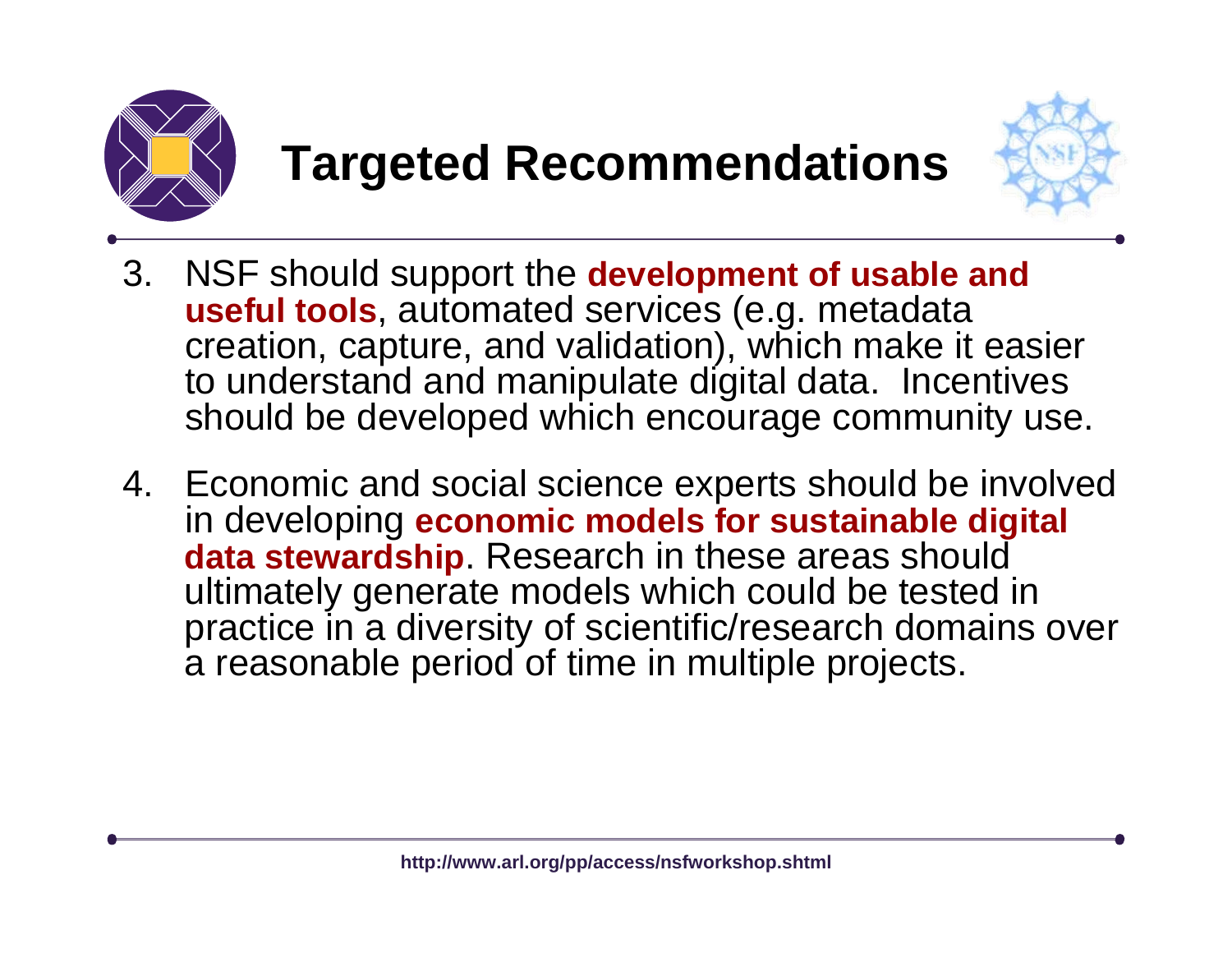# Targeted Recommendations

3. NSF should support the **development of usable and useful tools**, automated services (e.g. metadata creation, capture, and validation), which make it easier to understand and manipulate digital data. Incentives should be developed which encourage community use.

4. Economic and social science experts should be involved in developing **economic models for sustainable digital data stewardship**. Research in these areas should ultimately generate models which could be tested in practice in a diversity of scientific/research domains over a reasonable period of time in multiple projects.

**http://www.arl.org/pp/access/nsfworkshop.shtml**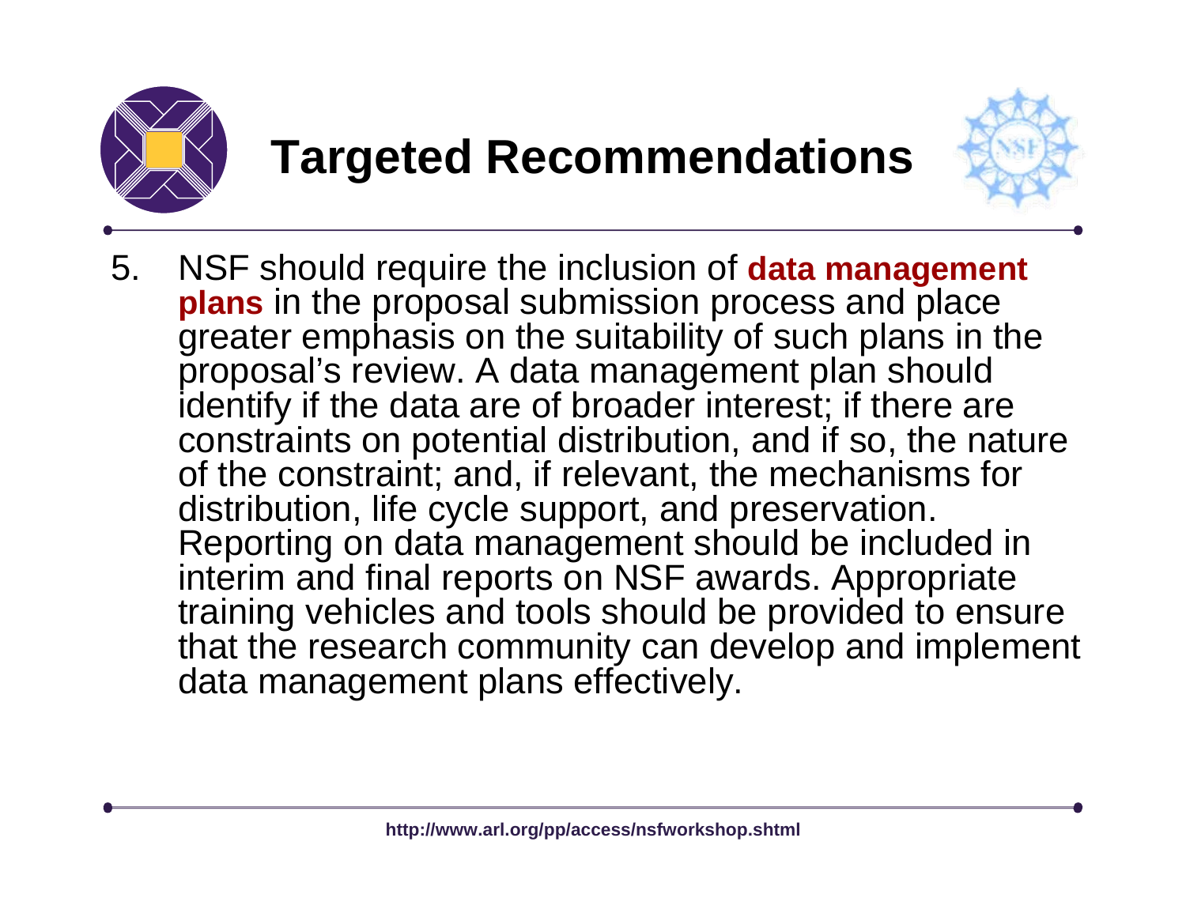# Targeted Recommendations

5. NSF should require the inclusion of **data management plans** in the proposal submission process and place greater emphasis on the suitability of such plans in the proposal's review. A data management plan should identify if the data are of broader interest; if there are constraints on potential distribution, and if so, the nature of the constraint; and, if relevant, the mechanisms for distribution, life cycle support, and preservation. Reporting on data management should be included in interim and final reports on NSF awards. Appropriate training vehicles and tools should be provided to ensure that the research community can develop and implement data management plans effectively.

http://www.arl.org/pp/access/nsfworkshop.shtml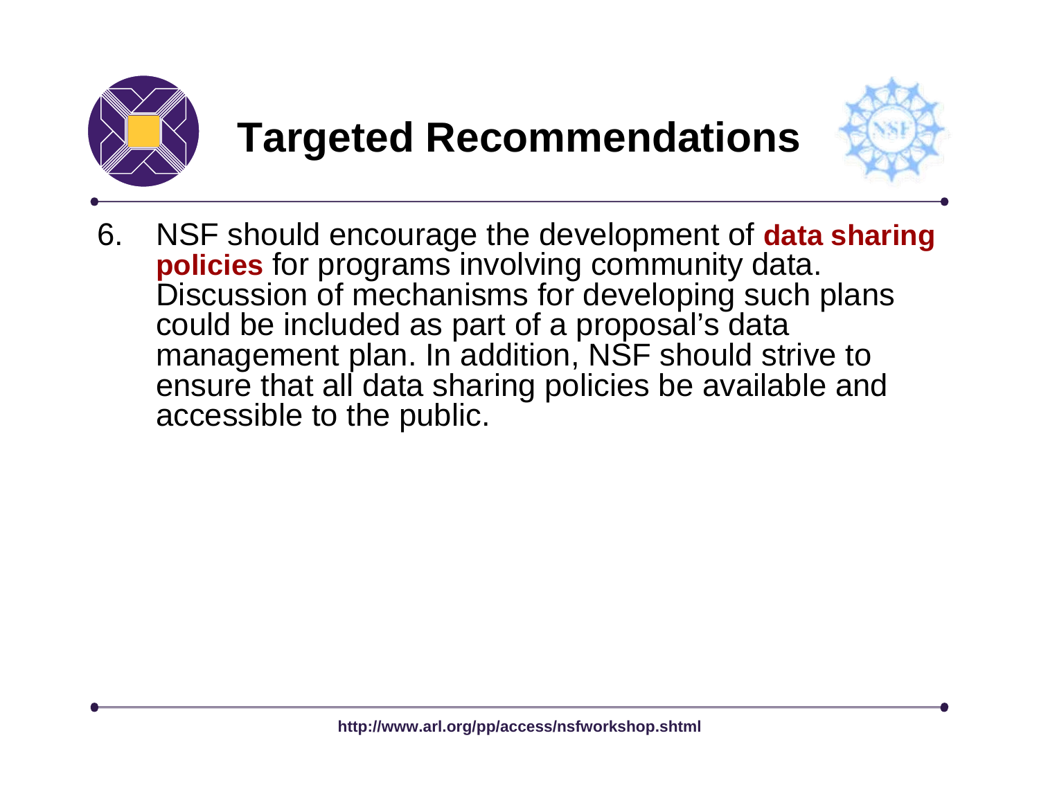# Targeted Recommendations

6. NSF should encourage the development of **data sharing policies** for programs involving community data. Discussion of mechanisms for developing such plans could be included as part of a proposal's data management plan. In addition, NSF should strive to ensure that all data sharing policies be available and accessible to the public.

**http://www.arl.org/pp/access/nsfworkshop.shtml**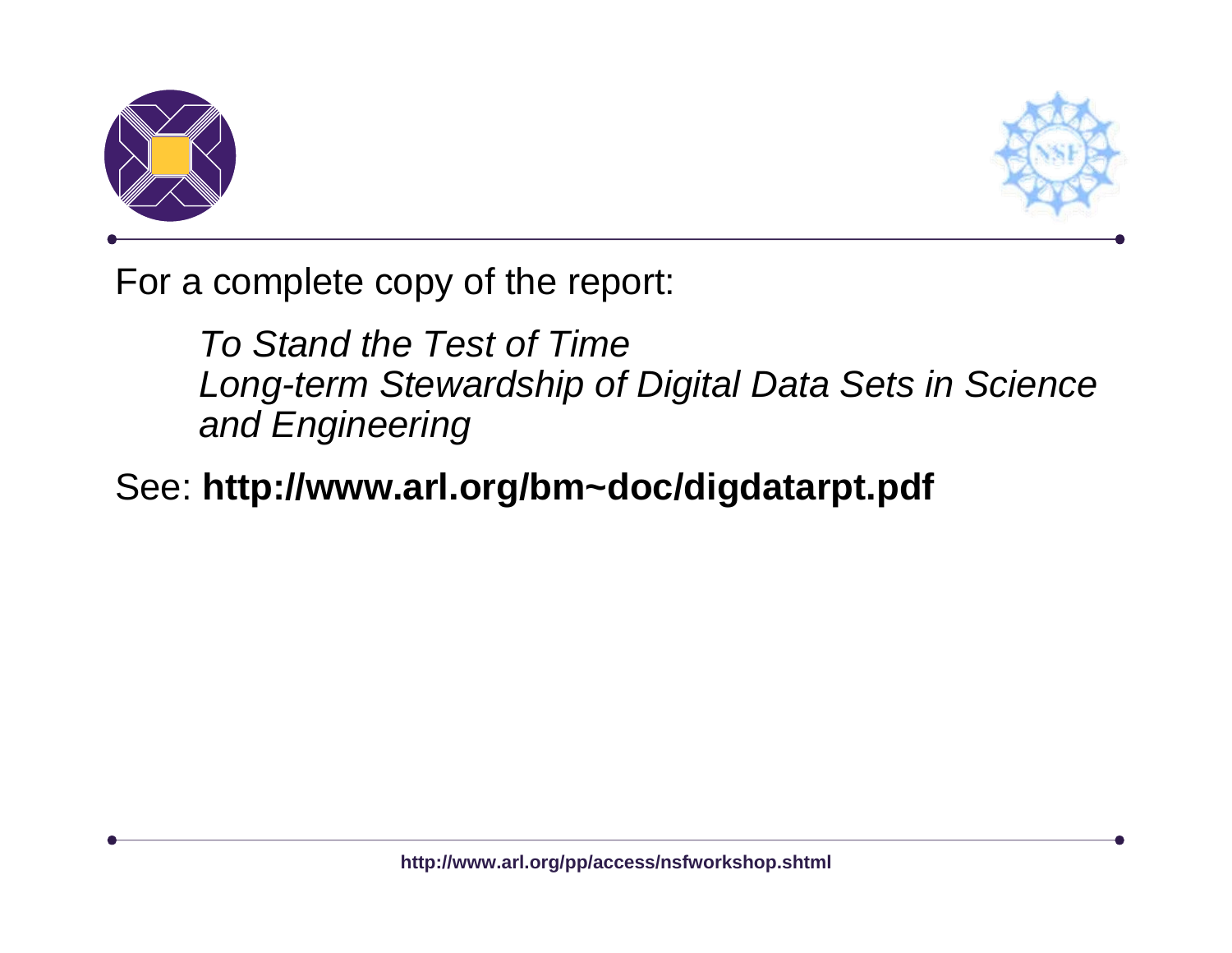For a complete copy of the report:

*To Stand the Test of Time*
*Long-term Stewardship of Digital Data Sets in Science and Engineering*

See: **http://www.arl.org/bm~doc/digdatarpt.pdf**

**http://www.arl.org/pp/access/nsfworkshop.shtml**